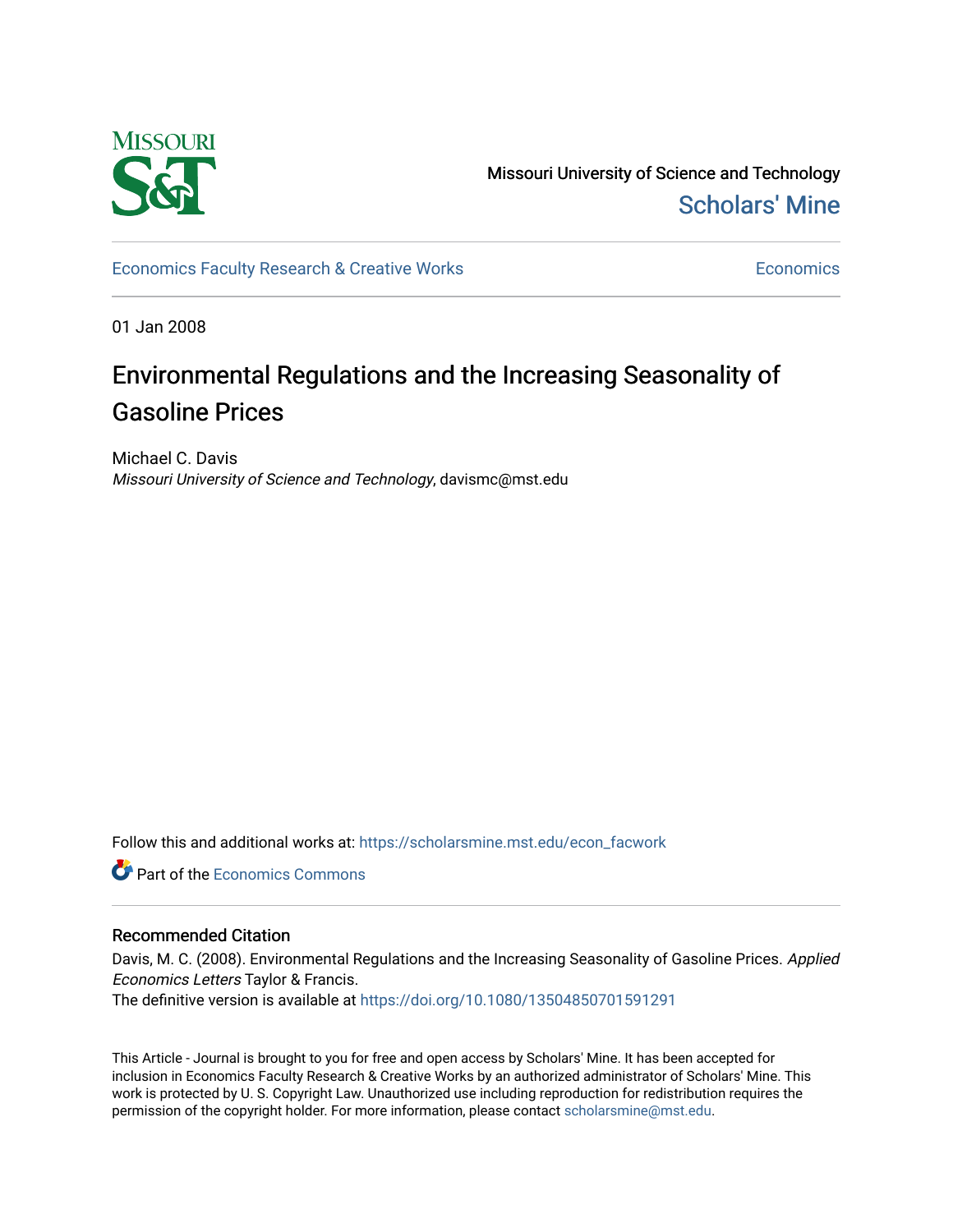Missouri University of Science and Technology

Scholars' Mine

Economics Faculty Research & Creative Works

Economics

01 Jan 2008

# Environmental Regulations and the Increasing Seasonality of Gasoline Prices

Michael C. Davis

*Missouri University of Science and Technology*, davismc@mst.edu

Follow this and additional works at: https://scholarsmine.mst.edu/econ_facwork

Part of the Economics Commons

## Recommended Citation

Davis, M. C. (2008). Environmental Regulations and the Increasing Seasonality of Gasoline Prices. *Applied Economics Letters* Taylor & Francis.

The definitive version is available at https://doi.org/10.1080/13504850701591291

This Article - Journal is brought to you for free and open access by Scholars' Mine. It has been accepted for inclusion in Economics Faculty Research & Creative Works by an authorized administrator of Scholars' Mine. This work is protected by U. S. Copyright Law. Unauthorized use including reproduction for redistribution requires the permission of the copyright holder. For more information, please contact scholarsmine@mst.edu.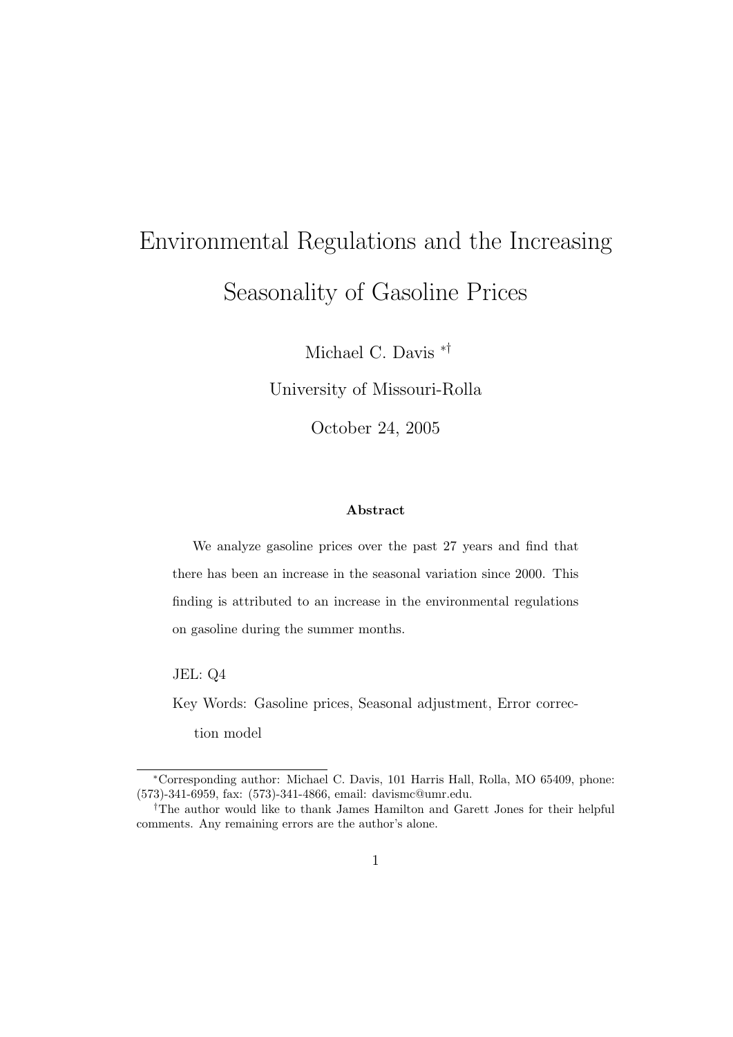# Environmental Regulations and the Increasing Seasonality of Gasoline Prices

Michael C. Davis [*,†]

University of Missouri-Rolla

October 24, 2005

**Abstract**

We analyze gasoline prices over the past 27 years and find that there has been an increase in the seasonal variation since 2000. This finding is attributed to an increase in the environmental regulations on gasoline during the summer months.

JEL: Q4

Key Words: Gasoline prices, Seasonal adjustment, Error correction model

---

[*]Corresponding author: Michael C. Davis, 101 Harris Hall, Rolla, MO 65409, phone: (573)-341-6959, fax: (573)-341-4866, email: davismc@umr.edu.

[†]The author would like to thank James Hamilton and Garett Jones for their helpful comments. Any remaining errors are the author's alone.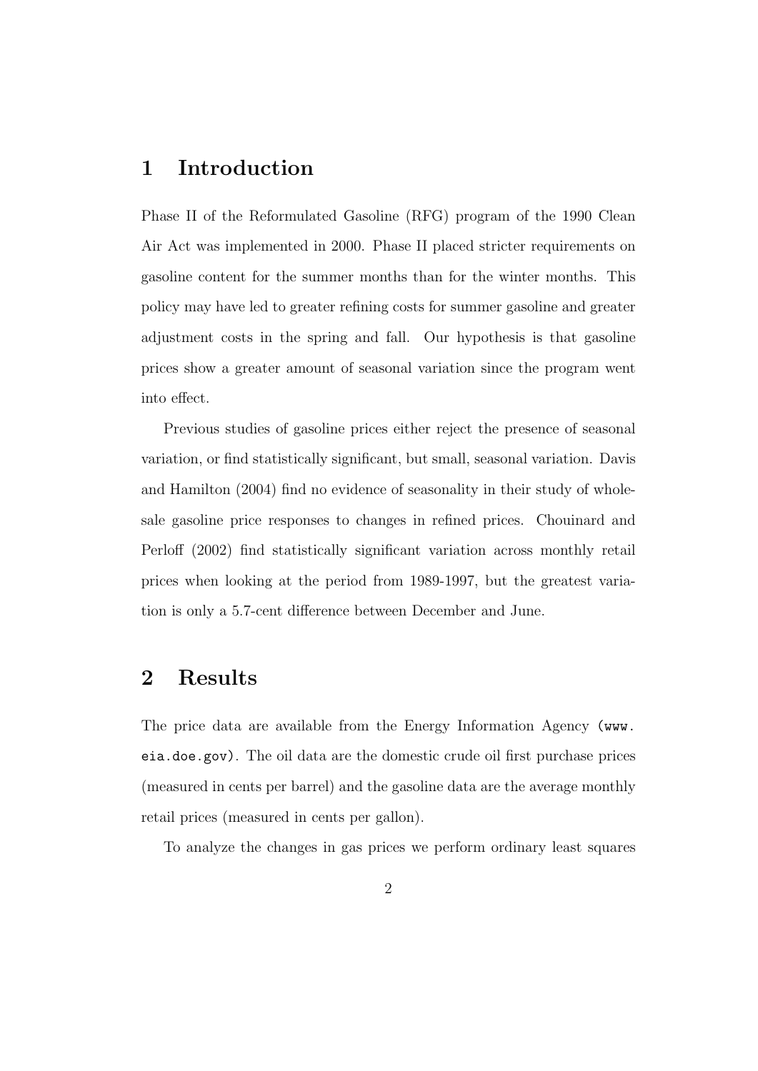# 1 Introduction

Phase II of the Reformulated Gasoline (RFG) program of the 1990 Clean Air Act was implemented in 2000. Phase II placed stricter requirements on gasoline content for the summer months than for the winter months. This policy may have led to greater refining costs for summer gasoline and greater adjustment costs in the spring and fall. Our hypothesis is that gasoline prices show a greater amount of seasonal variation since the program went into effect.

Previous studies of gasoline prices either reject the presence of seasonal variation, or find statistically significant, but small, seasonal variation. Davis and Hamilton (2004) find no evidence of seasonality in their study of wholesale gasoline price responses to changes in refined prices. Chouinard and Perloff (2002) find statistically significant variation across monthly retail prices when looking at the period from 1989-1997, but the greatest variation is only a 5.7-cent difference between December and June.

# 2 Results

The price data are available from the Energy Information Agency (`www.eia.doe.gov`). The oil data are the domestic crude oil first purchase prices (measured in cents per barrel) and the gasoline data are the average monthly retail prices (measured in cents per gallon).

To analyze the changes in gas prices we perform ordinary least squares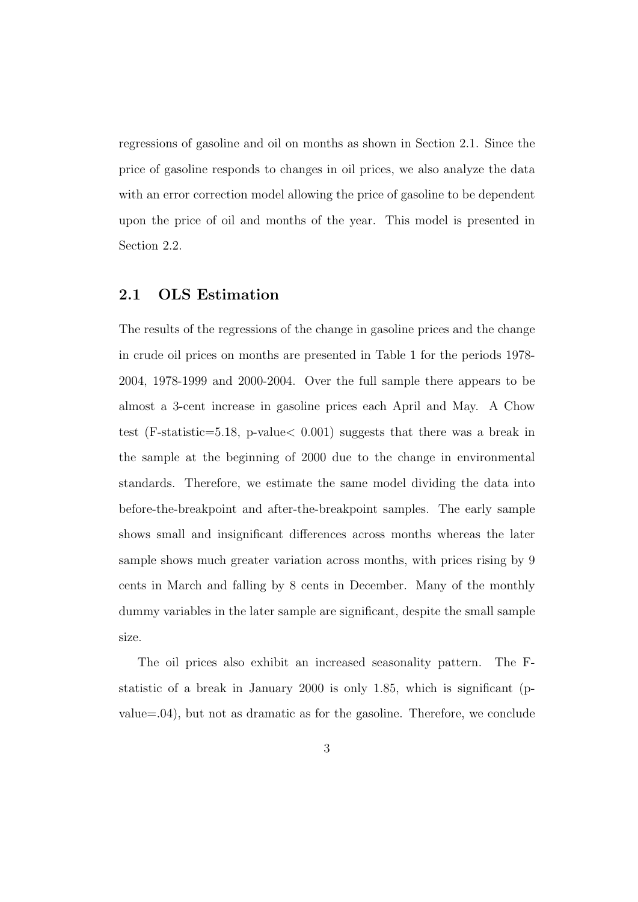regressions of gasoline and oil on months as shown in Section 2.1. Since the price of gasoline responds to changes in oil prices, we also analyze the data with an error correction model allowing the price of gasoline to be dependent upon the price of oil and months of the year. This model is presented in Section 2.2.

## 2.1 OLS Estimation

The results of the regressions of the change in gasoline prices and the change in crude oil prices on months are presented in Table 1 for the periods 1978-2004, 1978-1999 and 2000-2004. Over the full sample there appears to be almost a 3-cent increase in gasoline prices each April and May. A Chow test (F-statistic=5.18, p-value$< 0.001$) suggests that there was a break in the sample at the beginning of 2000 due to the change in environmental standards. Therefore, we estimate the same model dividing the data into before-the-breakpoint and after-the-breakpoint samples. The early sample shows small and insignificant differences across months whereas the later sample shows much greater variation across months, with prices rising by 9 cents in March and falling by 8 cents in December. Many of the monthly dummy variables in the later sample are significant, despite the small sample size.

The oil prices also exhibit an increased seasonality pattern. The F-statistic of a break in January 2000 is only 1.85, which is significant (p-value=.04), but not as dramatic as for the gasoline. Therefore, we conclude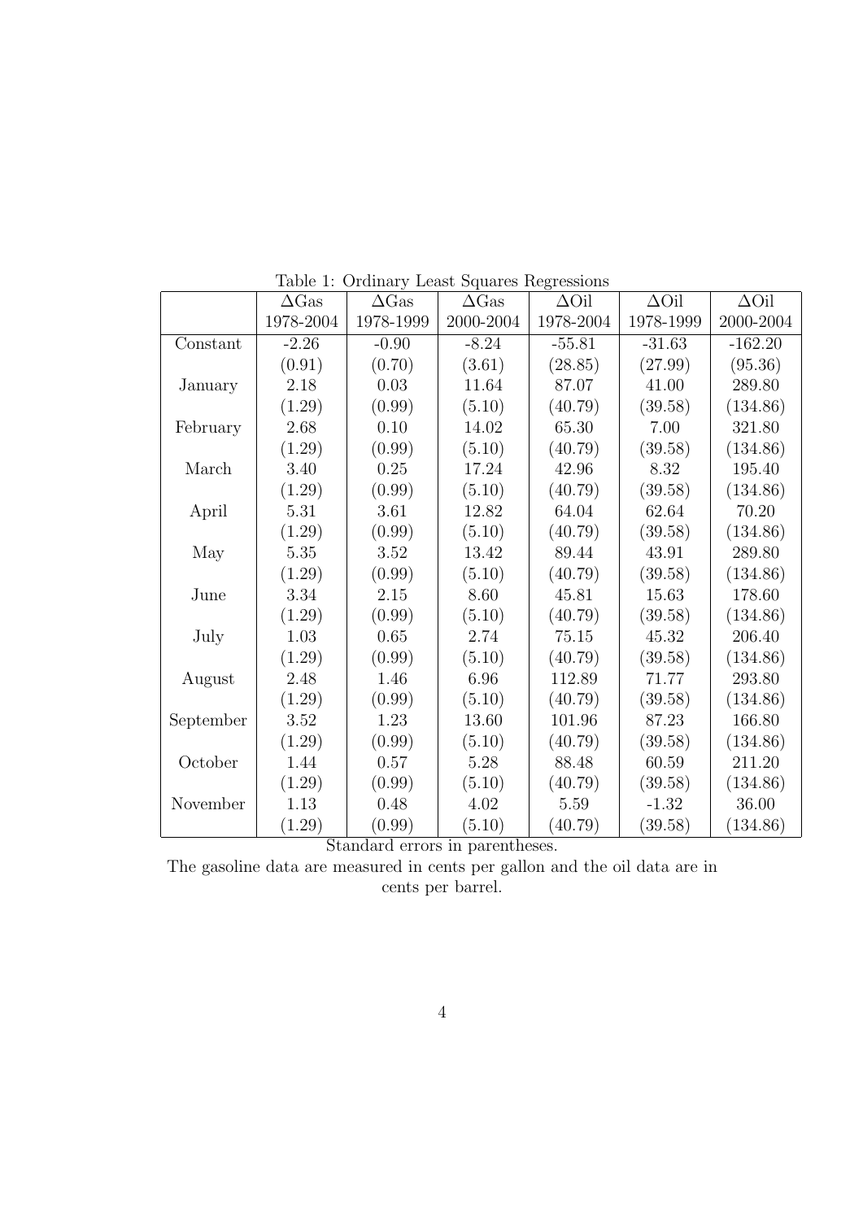Table 1: Ordinary Least Squares Regressions

| | $\Delta$Gas<br>1978-2004 | $\Delta$Gas<br>1978-1999 | $\Delta$Gas<br>2000-2004 | $\Delta$Oil<br>1978-2004 | $\Delta$Oil<br>1978-1999 | $\Delta$Oil<br>2000-2004 |
|---|---|---|---|---|---|---|
| Constant | -2.26 | -0.90 | -8.24 | -55.81 | -31.63 | -162.20 |
| | (0.91) | (0.70) | (3.61) | (28.85) | (27.99) | (95.36) |
| January | 2.18 | 0.03 | 11.64 | 87.07 | 41.00 | 289.80 |
| | (1.29) | (0.99) | (5.10) | (40.79) | (39.58) | (134.86) |
| February | 2.68 | 0.10 | 14.02 | 65.30 | 7.00 | 321.80 |
| | (1.29) | (0.99) | (5.10) | (40.79) | (39.58) | (134.86) |
| March | 3.40 | 0.25 | 17.24 | 42.96 | 8.32 | 195.40 |
| | (1.29) | (0.99) | (5.10) | (40.79) | (39.58) | (134.86) |
| April | 5.31 | 3.61 | 12.82 | 64.04 | 62.64 | 70.20 |
| | (1.29) | (0.99) | (5.10) | (40.79) | (39.58) | (134.86) |
| May | 5.35 | 3.52 | 13.42 | 89.44 | 43.91 | 289.80 |
| | (1.29) | (0.99) | (5.10) | (40.79) | (39.58) | (134.86) |
| June | 3.34 | 2.15 | 8.60 | 45.81 | 15.63 | 178.60 |
| | (1.29) | (0.99) | (5.10) | (40.79) | (39.58) | (134.86) |
| July | 1.03 | 0.65 | 2.74 | 75.15 | 45.32 | 206.40 |
| | (1.29) | (0.99) | (5.10) | (40.79) | (39.58) | (134.86) |
| August | 2.48 | 1.46 | 6.96 | 112.89 | 71.77 | 293.80 |
| | (1.29) | (0.99) | (5.10) | (40.79) | (39.58) | (134.86) |
| September | 3.52 | 1.23 | 13.60 | 101.96 | 87.23 | 166.80 |
| | (1.29) | (0.99) | (5.10) | (40.79) | (39.58) | (134.86) |
| October | 1.44 | 0.57 | 5.28 | 88.48 | 60.59 | 211.20 |
| | (1.29) | (0.99) | (5.10) | (40.79) | (39.58) | (134.86) |
| November | 1.13 | 0.48 | 4.02 | 5.59 | -1.32 | 36.00 |
| | (1.29) | (0.99) | (5.10) | (40.79) | (39.58) | (134.86) |

Standard errors in parentheses.

The gasoline data are measured in cents per gallon and the oil data are in cents per barrel.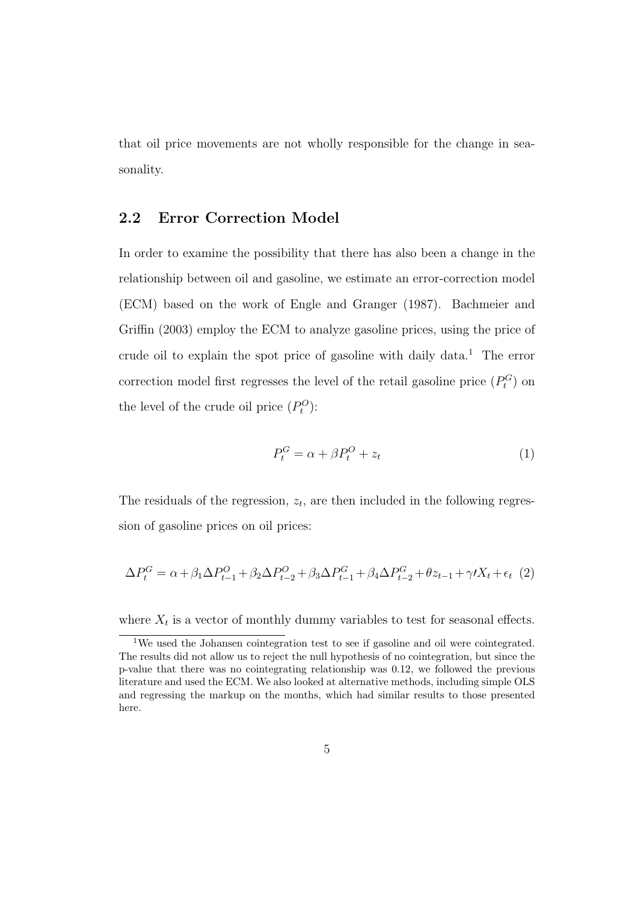that oil price movements are not wholly responsible for the change in seasonality.

## 2.2 Error Correction Model

In order to examine the possibility that there has also been a change in the relationship between oil and gasoline, we estimate an error-correction model (ECM) based on the work of Engle and Granger (1987). Bachmeier and Griffin (2003) employ the ECM to analyze gasoline prices, using the price of crude oil to explain the spot price of gasoline with daily data.[1] The error correction model first regresses the level of the retail gasoline price ($P_t^G$) on the level of the crude oil price ($P_t^O$):

$$P_t^G = \alpha + \beta P_t^O + z_t \tag{1}$$

The residuals of the regression, $z_t$, are then included in the following regression of gasoline prices on oil prices:

$$\Delta P_t^G = \alpha + \beta_1 \Delta P_{t-1}^O + \beta_2 \Delta P_{t-2}^O + \beta_3 \Delta P_{t-1}^G + \beta_4 \Delta P_{t-2}^G + \theta z_{t-1} + \gamma\prime X_t + \epsilon_t \tag{2}$$

where $X_t$ is a vector of monthly dummy variables to test for seasonal effects.

[1] We used the Johansen cointegration test to see if gasoline and oil were cointegrated. The results did not allow us to reject the null hypothesis of no cointegration, but since the p-value that there was no cointegrating relationship was 0.12, we followed the previous literature and used the ECM. We also looked at alternative methods, including simple OLS and regressing the markup on the months, which had similar results to those presented here.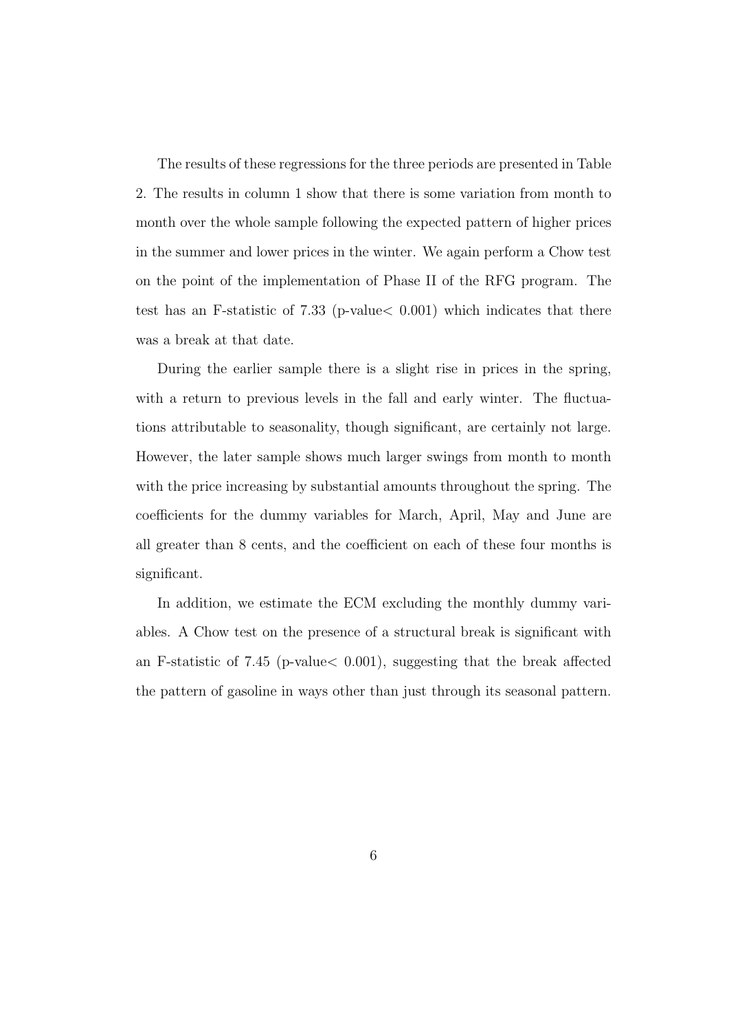The results of these regressions for the three periods are presented in Table 2. The results in column 1 show that there is some variation from month to month over the whole sample following the expected pattern of higher prices in the summer and lower prices in the winter. We again perform a Chow test on the point of the implementation of Phase II of the RFG program. The test has an F-statistic of 7.33 (p-value $< 0.001$) which indicates that there was a break at that date.

During the earlier sample there is a slight rise in prices in the spring, with a return to previous levels in the fall and early winter. The fluctuations attributable to seasonality, though significant, are certainly not large. However, the later sample shows much larger swings from month to month with the price increasing by substantial amounts throughout the spring. The coefficients for the dummy variables for March, April, May and June are all greater than 8 cents, and the coefficient on each of these four months is significant.

In addition, we estimate the ECM excluding the monthly dummy variables. A Chow test on the presence of a structural break is significant with an F-statistic of 7.45 (p-value $< 0.001$), suggesting that the break affected the pattern of gasoline in ways other than just through its seasonal pattern.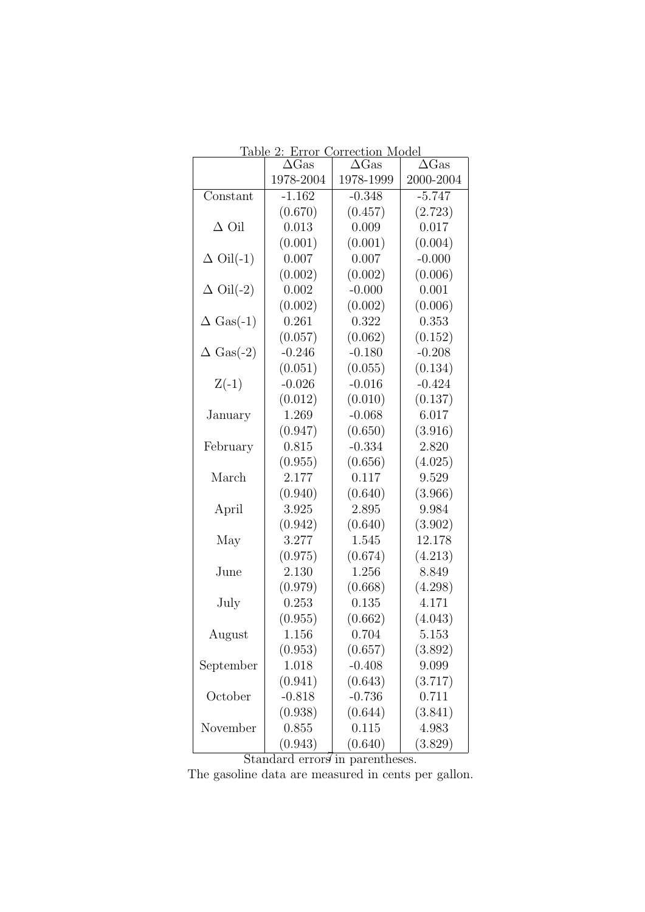Table 2: Error Correction Model

| | ΔGas 1978-2004 | ΔGas 1978-1999 | ΔGas 2000-2004 |
|---|---|---|---|
| Constant | -1.162 | -0.348 | -5.747 |
| | (0.670) | (0.457) | (2.723) |
| Δ Oil | 0.013 | 0.009 | 0.017 |
| | (0.001) | (0.001) | (0.004) |
| Δ Oil(-1) | 0.007 | 0.007 | -0.000 |
| | (0.002) | (0.002) | (0.006) |
| Δ Oil(-2) | 0.002 | -0.000 | 0.001 |
| | (0.002) | (0.002) | (0.006) |
| Δ Gas(-1) | 0.261 | 0.322 | 0.353 |
| | (0.057) | (0.062) | (0.152) |
| Δ Gas(-2) | -0.246 | -0.180 | -0.208 |
| | (0.051) | (0.055) | (0.134) |
| Z(-1) | -0.026 | -0.016 | -0.424 |
| | (0.012) | (0.010) | (0.137) |
| January | 1.269 | -0.068 | 6.017 |
| | (0.947) | (0.650) | (3.916) |
| February | 0.815 | -0.334 | 2.820 |
| | (0.955) | (0.656) | (4.025) |
| March | 2.177 | 0.117 | 9.529 |
| | (0.940) | (0.640) | (3.966) |
| April | 3.925 | 2.895 | 9.984 |
| | (0.942) | (0.640) | (3.902) |
| May | 3.277 | 1.545 | 12.178 |
| | (0.975) | (0.674) | (4.213) |
| June | 2.130 | 1.256 | 8.849 |
| | (0.979) | (0.668) | (4.298) |
| July | 0.253 | 0.135 | 4.171 |
| | (0.955) | (0.662) | (4.043) |
| August | 1.156 | 0.704 | 5.153 |
| | (0.953) | (0.657) | (3.892) |
| September | 1.018 | -0.408 | 9.099 |
| | (0.941) | (0.643) | (3.717) |
| October | -0.818 | -0.736 | 0.711 |
| | (0.938) | (0.644) | (3.841) |
| November | 0.855 | 0.115 | 4.983 |
| | (0.943) | (0.640) | (3.829) |

Standard errors in parentheses.
The gasoline data are measured in cents per gallon.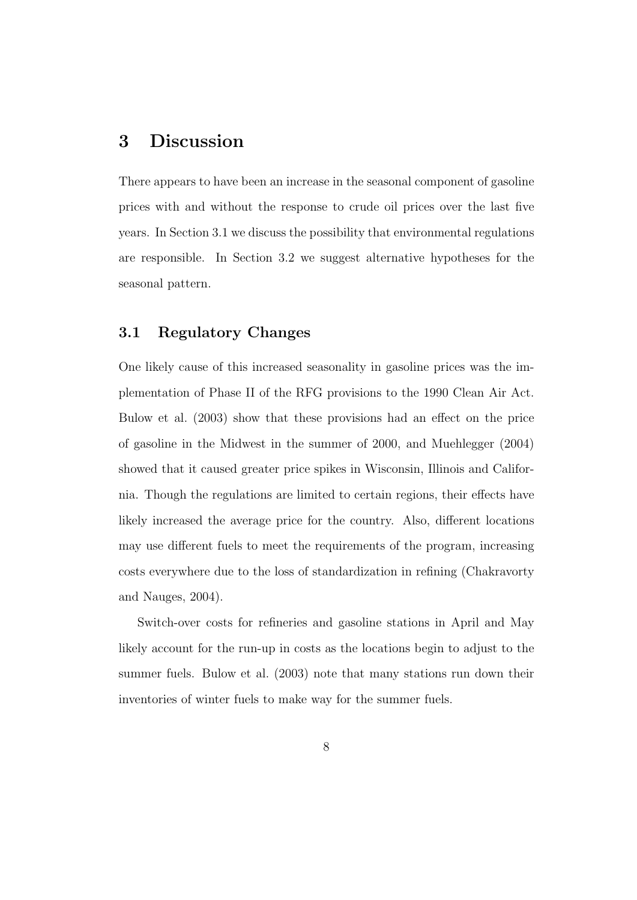# 3 Discussion

There appears to have been an increase in the seasonal component of gasoline prices with and without the response to crude oil prices over the last five years. In Section 3.1 we discuss the possibility that environmental regulations are responsible. In Section 3.2 we suggest alternative hypotheses for the seasonal pattern.

## 3.1 Regulatory Changes

One likely cause of this increased seasonality in gasoline prices was the implementation of Phase II of the RFG provisions to the 1990 Clean Air Act. Bulow et al. (2003) show that these provisions had an effect on the price of gasoline in the Midwest in the summer of 2000, and Muehlegger (2004) showed that it caused greater price spikes in Wisconsin, Illinois and California. Though the regulations are limited to certain regions, their effects have likely increased the average price for the country. Also, different locations may use different fuels to meet the requirements of the program, increasing costs everywhere due to the loss of standardization in refining (Chakravorty and Nauges, 2004).

Switch-over costs for refineries and gasoline stations in April and May likely account for the run-up in costs as the locations begin to adjust to the summer fuels. Bulow et al. (2003) note that many stations run down their inventories of winter fuels to make way for the summer fuels.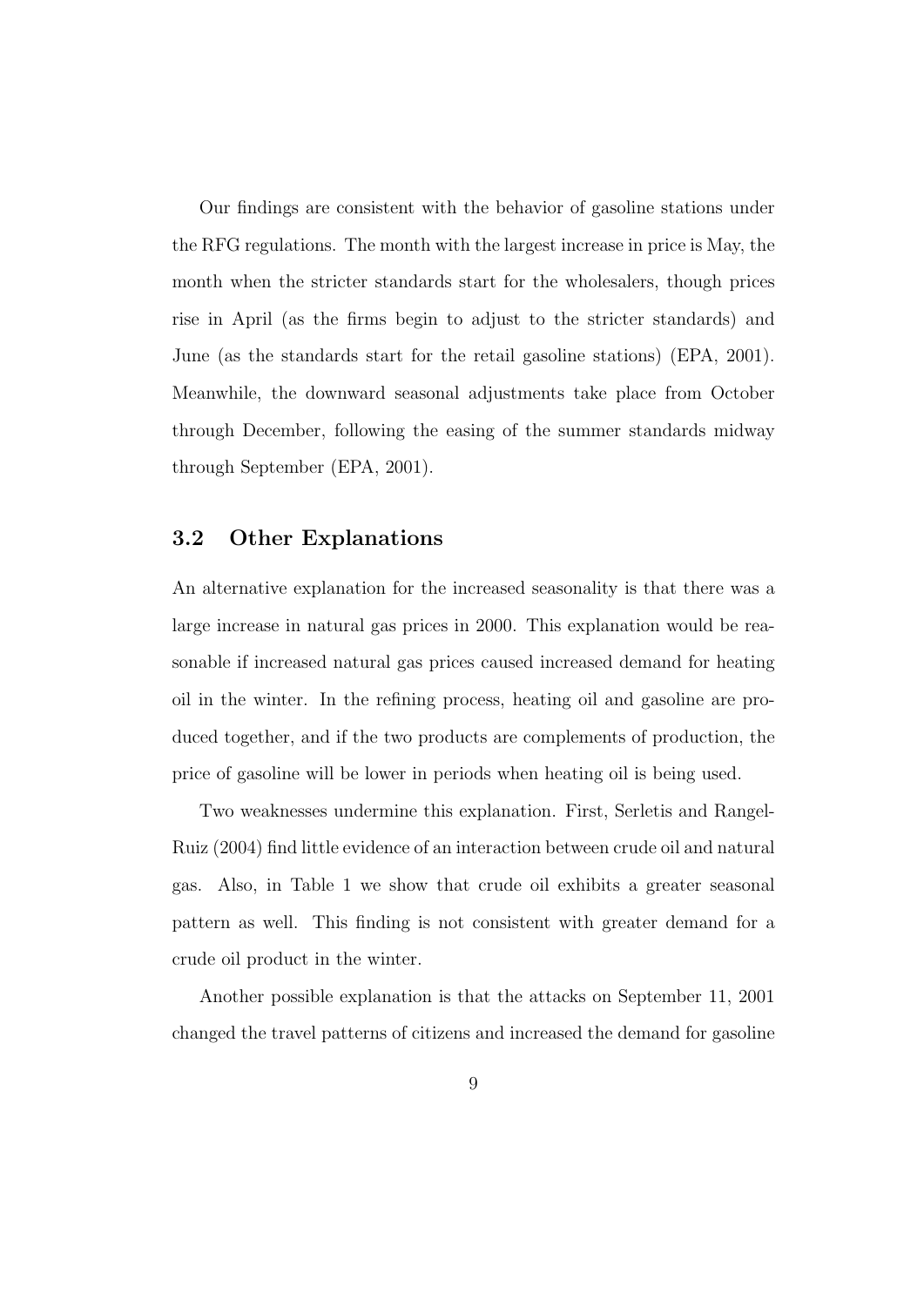Our findings are consistent with the behavior of gasoline stations under the RFG regulations. The month with the largest increase in price is May, the month when the stricter standards start for the wholesalers, though prices rise in April (as the firms begin to adjust to the stricter standards) and June (as the standards start for the retail gasoline stations) (EPA, 2001). Meanwhile, the downward seasonal adjustments take place from October through December, following the easing of the summer standards midway through September (EPA, 2001).

### 3.2 Other Explanations

An alternative explanation for the increased seasonality is that there was a large increase in natural gas prices in 2000. This explanation would be reasonable if increased natural gas prices caused increased demand for heating oil in the winter. In the refining process, heating oil and gasoline are produced together, and if the two products are complements of production, the price of gasoline will be lower in periods when heating oil is being used.

Two weaknesses undermine this explanation. First, Serletis and Rangel-Ruiz (2004) find little evidence of an interaction between crude oil and natural gas. Also, in Table 1 we show that crude oil exhibits a greater seasonal pattern as well. This finding is not consistent with greater demand for a crude oil product in the winter.

Another possible explanation is that the attacks on September 11, 2001 changed the travel patterns of citizens and increased the demand for gasoline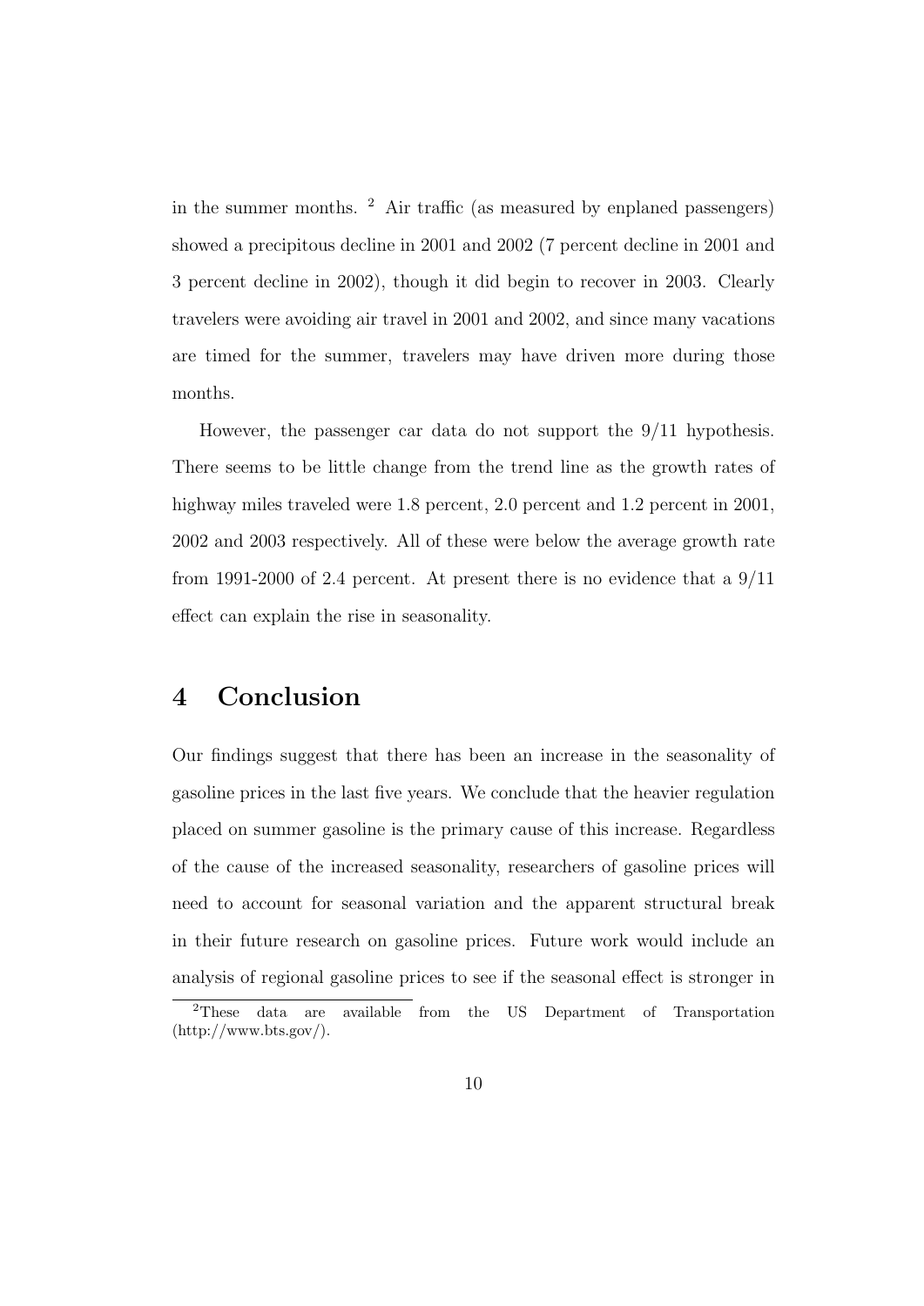in the summer months. [2] Air traffic (as measured by enplaned passengers) showed a precipitous decline in 2001 and 2002 (7 percent decline in 2001 and 3 percent decline in 2002), though it did begin to recover in 2003. Clearly travelers were avoiding air travel in 2001 and 2002, and since many vacations are timed for the summer, travelers may have driven more during those months.

However, the passenger car data do not support the 9/11 hypothesis. There seems to be little change from the trend line as the growth rates of highway miles traveled were 1.8 percent, 2.0 percent and 1.2 percent in 2001, 2002 and 2003 respectively. All of these were below the average growth rate from 1991-2000 of 2.4 percent. At present there is no evidence that a 9/11 effect can explain the rise in seasonality.

# 4 Conclusion

Our findings suggest that there has been an increase in the seasonality of gasoline prices in the last five years. We conclude that the heavier regulation placed on summer gasoline is the primary cause of this increase. Regardless of the cause of the increased seasonality, researchers of gasoline prices will need to account for seasonal variation and the apparent structural break in their future research on gasoline prices. Future work would include an analysis of regional gasoline prices to see if the seasonal effect is stronger in

[2] These data are available from the US Department of Transportation (http://www.bts.gov/).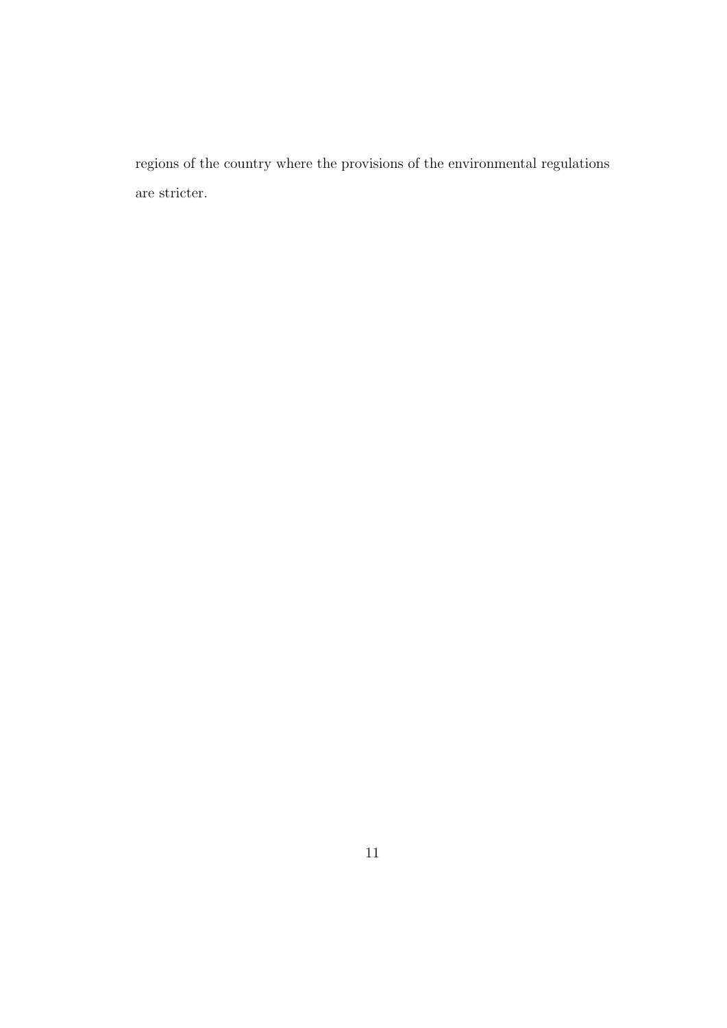regions of the country where the provisions of the environmental regulations are stricter.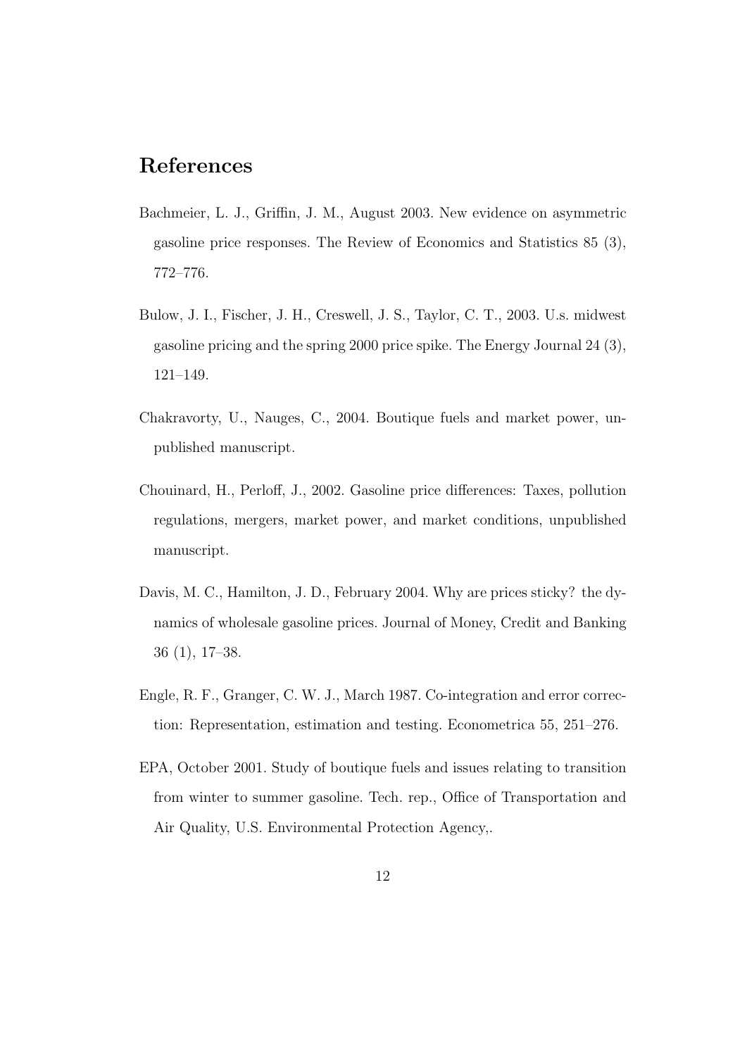## References

Bachmeier, L. J., Griffin, J. M., August 2003. New evidence on asymmetric gasoline price responses. The Review of Economics and Statistics 85 (3), 772–776.

Bulow, J. I., Fischer, J. H., Creswell, J. S., Taylor, C. T., 2003. U.s. midwest gasoline pricing and the spring 2000 price spike. The Energy Journal 24 (3), 121–149.

Chakravorty, U., Nauges, C., 2004. Boutique fuels and market power, unpublished manuscript.

Chouinard, H., Perloff, J., 2002. Gasoline price differences: Taxes, pollution regulations, mergers, market power, and market conditions, unpublished manuscript.

Davis, M. C., Hamilton, J. D., February 2004. Why are prices sticky? the dynamics of wholesale gasoline prices. Journal of Money, Credit and Banking 36 (1), 17–38.

Engle, R. F., Granger, C. W. J., March 1987. Co-integration and error correction: Representation, estimation and testing. Econometrica 55, 251–276.

EPA, October 2001. Study of boutique fuels and issues relating to transition from winter to summer gasoline. Tech. rep., Office of Transportation and Air Quality, U.S. Environmental Protection Agency,.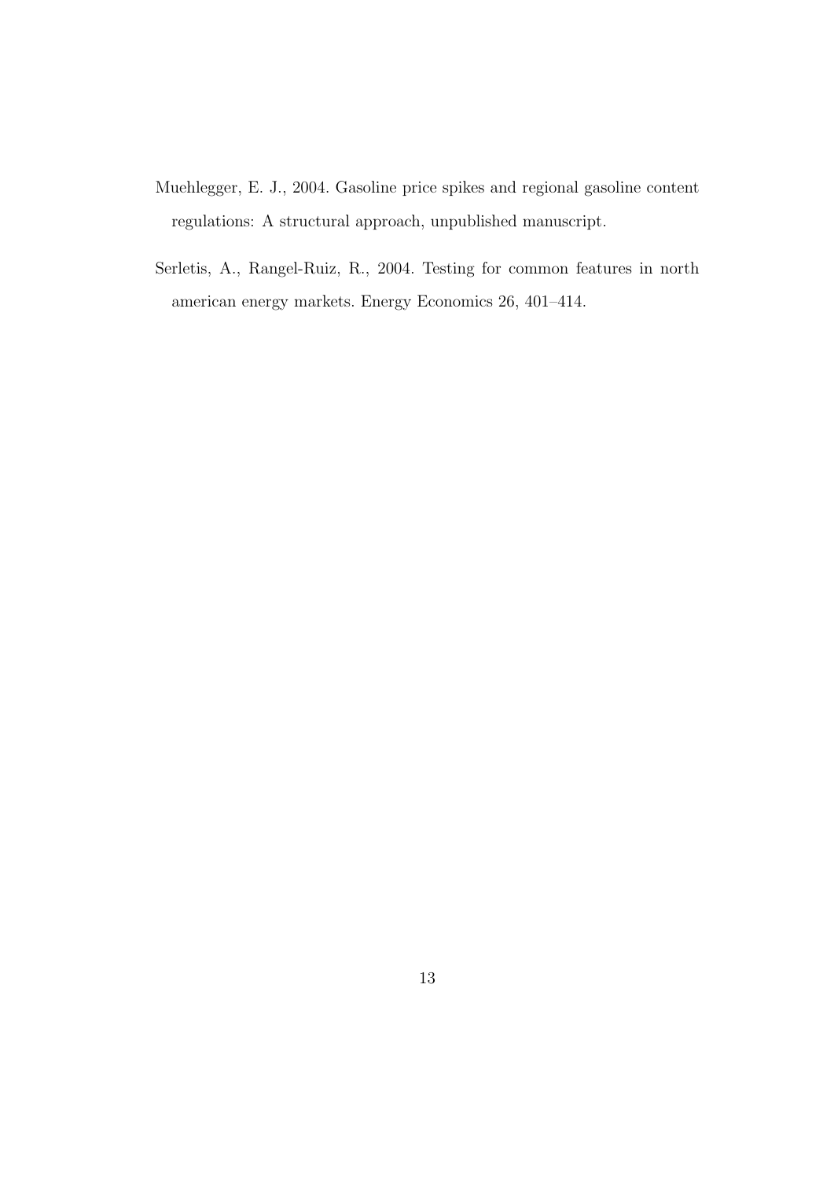Muehlegger, E. J., 2004. Gasoline price spikes and regional gasoline content regulations: A structural approach, unpublished manuscript.

Serletis, A., Rangel-Ruiz, R., 2004. Testing for common features in north american energy markets. Energy Economics 26, 401–414.